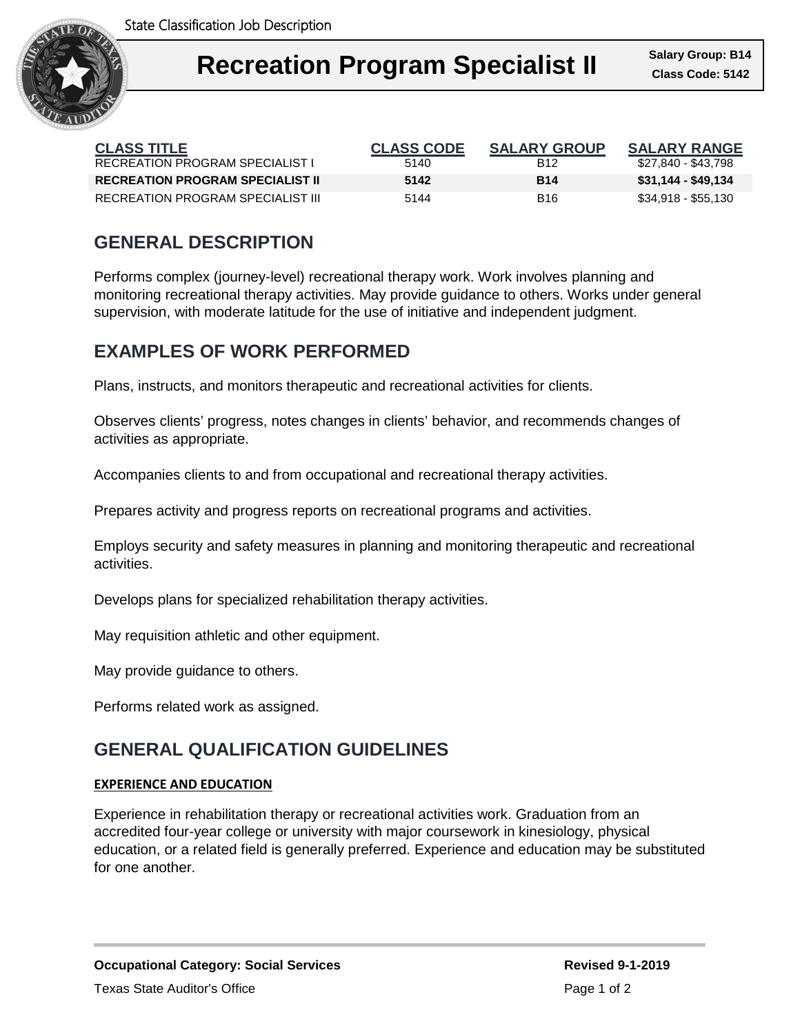State Classification Job Description

# Recreation Program Specialist II

**Salary Group: B14**
**Class Code: 5142**

| CLASS TITLE | CLASS CODE | SALARY GROUP | SALARY RANGE |
|---|---|---|---|
| RECREATION PROGRAM SPECIALIST I | 5140 | B12 | $27,840 - $43,798 |
| **RECREATION PROGRAM SPECIALIST II** | **5142** | **B14** | **$31,144 - $49,134** |
| RECREATION PROGRAM SPECIALIST III | 5144 | B16 | $34,918 - $55,130 |

## GENERAL DESCRIPTION

Performs complex (journey-level) recreational therapy work. Work involves planning and monitoring recreational therapy activities. May provide guidance to others. Works under general supervision, with moderate latitude for the use of initiative and independent judgment.

## EXAMPLES OF WORK PERFORMED

Plans, instructs, and monitors therapeutic and recreational activities for clients.

Observes clients' progress, notes changes in clients' behavior, and recommends changes of activities as appropriate.

Accompanies clients to and from occupational and recreational therapy activities.

Prepares activity and progress reports on recreational programs and activities.

Employs security and safety measures in planning and monitoring therapeutic and recreational activities.

Develops plans for specialized rehabilitation therapy activities.

May requisition athletic and other equipment.

May provide guidance to others.

Performs related work as assigned.

## GENERAL QUALIFICATION GUIDELINES

### EXPERIENCE AND EDUCATION

Experience in rehabilitation therapy or recreational activities work. Graduation from an accredited four-year college or university with major coursework in kinesiology, physical education, or a related field is generally preferred. Experience and education may be substituted for one another.

**Occupational Category: Social Services**

**Revised 9-1-2019**

Texas State Auditor's Office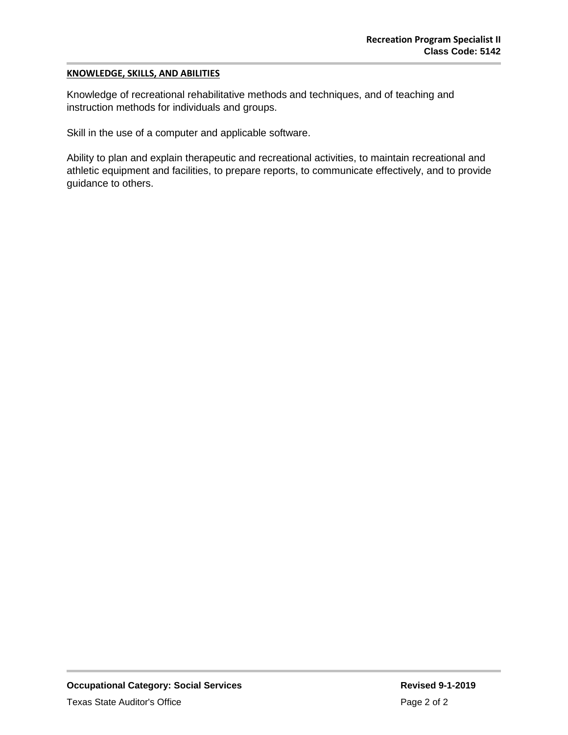## KNOWLEDGE, SKILLS, AND ABILITIES

Knowledge of recreational rehabilitative methods and techniques, and of teaching and instruction methods for individuals and groups.

Skill in the use of a computer and applicable software.

Ability to plan and explain therapeutic and recreational activities, to maintain recreational and athletic equipment and facilities, to prepare reports, to communicate effectively, and to provide guidance to others.